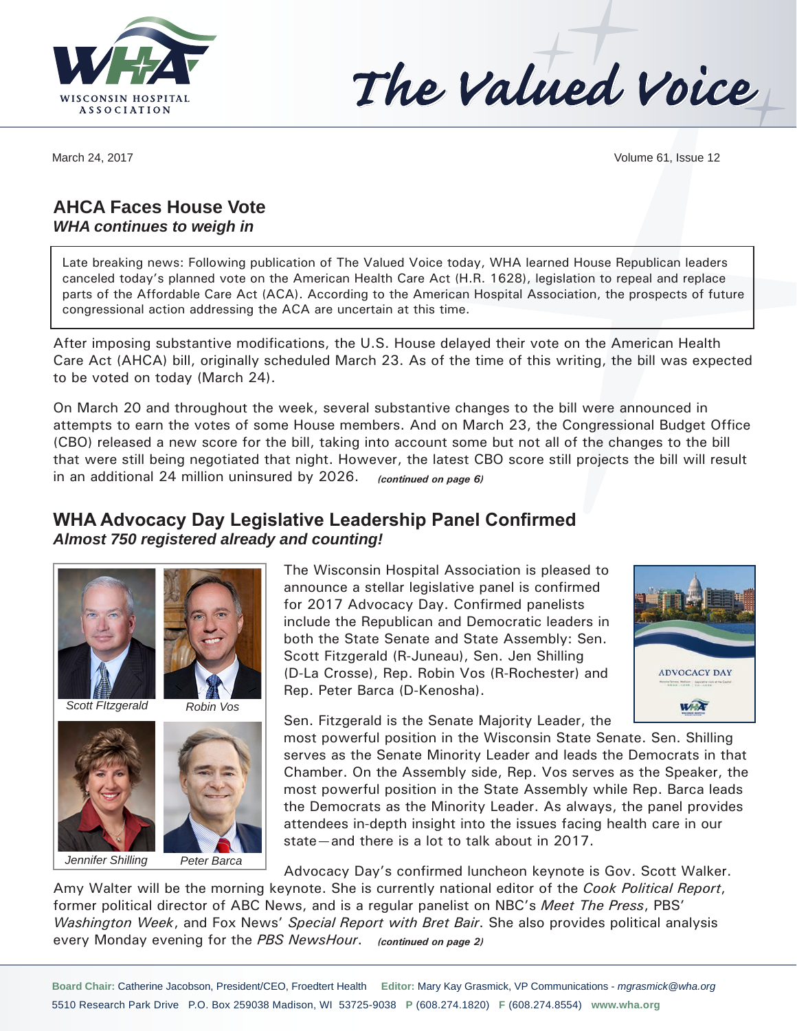# The Valued Voice

March 24, 2017

## AHCA Faces House Vote

***WHA continues to weigh in***

Late breaking news: Following publication of The Valued Voice today, WHA learned House Republican leaders canceled today's planned vote on the American Health Care Act (H.R. 1628), legislation to repeal and replace parts of the Affordable Care Act (ACA). According to the American Hospital Association, the prospects of future congressional action addressing the ACA are uncertain at this time.

After imposing substantive modifications, the U.S. House delayed their vote on the American Health Care Act (AHCA) bill, originally scheduled March 23. As of the time of this writing, the bill was expected to be voted on today (March 24).

On March 20 and throughout the week, several substantive changes to the bill were announced in attempts to earn the votes of some House members. And on March 23, the Congressional Budget Office (CBO) released a new score for the bill, taking into account some but not all of the changes to the bill that were still being negotiated that night. However, the latest CBO score still projects the bill will result in an additional 24 million uninsured by 2026. ***(continued on page 6)***

## WHA Advocacy Day Legislative Leadership Panel Confirmed

***Almost 750 registered already and counting!***

*Scott FItzgerald* *Robin Vos* *Jennifer Shilling* *Peter Barca*

The Wisconsin Hospital Association is pleased to announce a stellar legislative panel is confirmed for 2017 Advocacy Day. Confirmed panelists include the Republican and Democratic leaders in both the State Senate and State Assembly: Sen. Scott Fitzgerald (R-Juneau), Sen. Jen Shilling (D-La Crosse), Rep. Robin Vos (R-Rochester) and Rep. Peter Barca (D-Kenosha).

Sen. Fitzgerald is the Senate Majority Leader, the most powerful position in the Wisconsin State Senate. Sen. Shilling serves as the Senate Minority Leader and leads the Democrats in that Chamber. On the Assembly side, Rep. Vos serves as the Speaker, the most powerful position in the State Assembly while Rep. Barca leads the Democrats as the Minority Leader. As always, the panel provides attendees in-depth insight into the issues facing health care in our state—and there is a lot to talk about in 2017.

Advocacy Day's confirmed luncheon keynote is Gov. Scott Walker. Amy Walter will be the morning keynote. She is currently national editor of the *Cook Political Report*, former political director of ABC News, and is a regular panelist on NBC's *Meet The Press*, PBS' *Washington Week*, and Fox News' *Special Report with Bret Bair*. She also provides political analysis every Monday evening for the *PBS NewsHour*. ***(continued on page 2)***

**Board Chair:** Catherine Jacobson, President/CEO, Froedtert Health **Editor:** Mary Kay Grasmick, VP Communications - *mgrasmick@wha.org*
5510 Research Park Drive P.O. Box 259038 Madison, WI 53725-9038 **P** (608.274.1820) **F** (608.274.8554) **www.wha.org**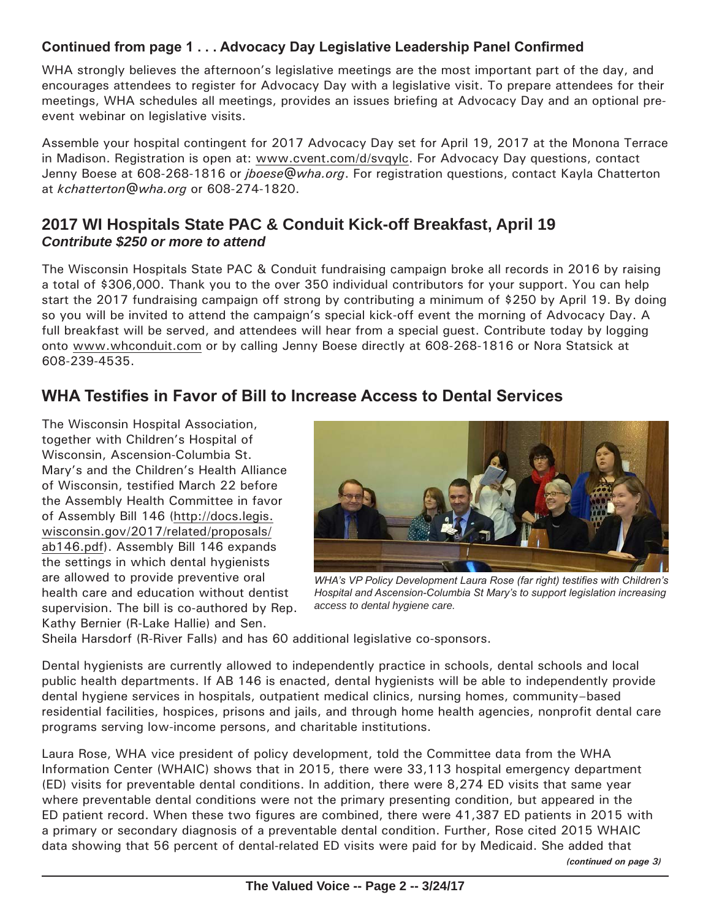### Continued from page 1 . . . Advocacy Day Legislative Leadership Panel Confirmed

WHA strongly believes the afternoon's legislative meetings are the most important part of the day, and encourages attendees to register for Advocacy Day with a legislative visit. To prepare attendees for their meetings, WHA schedules all meetings, provides an issues briefing at Advocacy Day and an optional pre-event webinar on legislative visits.

Assemble your hospital contingent for 2017 Advocacy Day set for April 19, 2017 at the Monona Terrace in Madison. Registration is open at: www.cvent.com/d/svqylc. For Advocacy Day questions, contact Jenny Boese at 608-268-1816 or *jboese@wha.org*. For registration questions, contact Kayla Chatterton at *kchatterton@wha.org* or 608-274-1820.

## 2017 WI Hospitals State PAC & Conduit Kick-off Breakfast, April 19

***Contribute $250 or more to attend***

The Wisconsin Hospitals State PAC & Conduit fundraising campaign broke all records in 2016 by raising a total of $306,000. Thank you to the over 350 individual contributors for your support. You can help start the 2017 fundraising campaign off strong by contributing a minimum of $250 by April 19. By doing so you will be invited to attend the campaign's special kick-off event the morning of Advocacy Day. A full breakfast will be served, and attendees will hear from a special guest. Contribute today by logging onto www.whconduit.com or by calling Jenny Boese directly at 608-268-1816 or Nora Statsick at 608-239-4535.

## WHA Testifies in Favor of Bill to Increase Access to Dental Services

The Wisconsin Hospital Association, together with Children's Hospital of Wisconsin, Ascension-Columbia St. Mary's and the Children's Health Alliance of Wisconsin, testified March 22 before the Assembly Health Committee in favor of Assembly Bill 146 (http://docs.legis.wisconsin.gov/2017/related/proposals/ab146.pdf). Assembly Bill 146 expands the settings in which dental hygienists are allowed to provide preventive oral health care and education without dentist supervision. The bill is co-authored by Rep. Kathy Bernier (R-Lake Hallie) and Sen. Sheila Harsdorf (R-River Falls) and has 60 additional legislative co-sponsors.

*WHA's VP Policy Development Laura Rose (far right) testifies with Children's Hospital and Ascension-Columbia St Mary's to support legislation increasing access to dental hygiene care.*

Dental hygienists are currently allowed to independently practice in schools, dental schools and local public health departments. If AB 146 is enacted, dental hygienists will be able to independently provide dental hygiene services in hospitals, outpatient medical clinics, nursing homes, community–based residential facilities, hospices, prisons and jails, and through home health agencies, nonprofit dental care programs serving low-income persons, and charitable institutions.

Laura Rose, WHA vice president of policy development, told the Committee data from the WHA Information Center (WHAIC) shows that in 2015, there were 33,113 hospital emergency department (ED) visits for preventable dental conditions. In addition, there were 8,274 ED visits that same year where preventable dental conditions were not the primary presenting condition, but appeared in the ED patient record. When these two figures are combined, there were 41,387 ED patients in 2015 with a primary or secondary diagnosis of a preventable dental condition. Further, Rose cited 2015 WHAIC data showing that 56 percent of dental-related ED visits were paid for by Medicaid. She added that

*(continued on page 3)*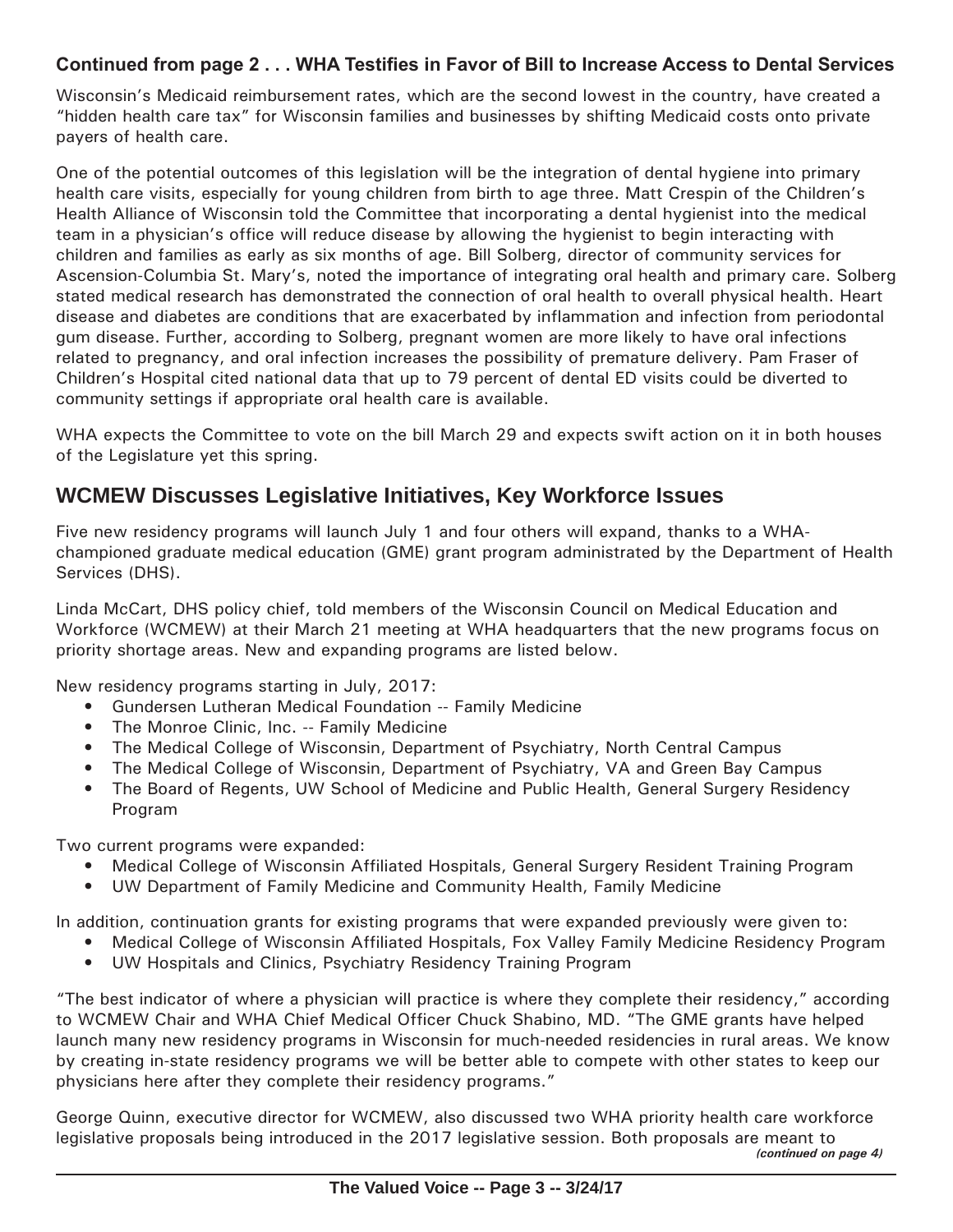**Continued from page 2 . . . WHA Testifies in Favor of Bill to Increase Access to Dental Services**

Wisconsin's Medicaid reimbursement rates, which are the second lowest in the country, have created a "hidden health care tax" for Wisconsin families and businesses by shifting Medicaid costs onto private payers of health care.

One of the potential outcomes of this legislation will be the integration of dental hygiene into primary health care visits, especially for young children from birth to age three. Matt Crespin of the Children's Health Alliance of Wisconsin told the Committee that incorporating a dental hygienist into the medical team in a physician's office will reduce disease by allowing the hygienist to begin interacting with children and families as early as six months of age. Bill Solberg, director of community services for Ascension-Columbia St. Mary's, noted the importance of integrating oral health and primary care. Solberg stated medical research has demonstrated the connection of oral health to overall physical health. Heart disease and diabetes are conditions that are exacerbated by inflammation and infection from periodontal gum disease. Further, according to Solberg, pregnant women are more likely to have oral infections related to pregnancy, and oral infection increases the possibility of premature delivery. Pam Fraser of Children's Hospital cited national data that up to 79 percent of dental ED visits could be diverted to community settings if appropriate oral health care is available.

WHA expects the Committee to vote on the bill March 29 and expects swift action on it in both houses of the Legislature yet this spring.

## WCMEW Discusses Legislative Initiatives, Key Workforce Issues

Five new residency programs will launch July 1 and four others will expand, thanks to a WHA-championed graduate medical education (GME) grant program administrated by the Department of Health Services (DHS).

Linda McCart, DHS policy chief, told members of the Wisconsin Council on Medical Education and Workforce (WCMEW) at their March 21 meeting at WHA headquarters that the new programs focus on priority shortage areas. New and expanding programs are listed below.

New residency programs starting in July, 2017:

- Gundersen Lutheran Medical Foundation -- Family Medicine
- The Monroe Clinic, Inc. -- Family Medicine
- The Medical College of Wisconsin, Department of Psychiatry, North Central Campus
- The Medical College of Wisconsin, Department of Psychiatry, VA and Green Bay Campus
- The Board of Regents, UW School of Medicine and Public Health, General Surgery Residency Program

Two current programs were expanded:

- Medical College of Wisconsin Affiliated Hospitals, General Surgery Resident Training Program
- UW Department of Family Medicine and Community Health, Family Medicine

In addition, continuation grants for existing programs that were expanded previously were given to:

- Medical College of Wisconsin Affiliated Hospitals, Fox Valley Family Medicine Residency Program
- UW Hospitals and Clinics, Psychiatry Residency Training Program

"The best indicator of where a physician will practice is where they complete their residency," according to WCMEW Chair and WHA Chief Medical Officer Chuck Shabino, MD. "The GME grants have helped launch many new residency programs in Wisconsin for much-needed residencies in rural areas. We know by creating in-state residency programs we will be better able to compete with other states to keep our physicians here after they complete their residency programs."

George Quinn, executive director for WCMEW, also discussed two WHA priority health care workforce legislative proposals being introduced in the 2017 legislative session. Both proposals are meant to

*(continued on page 4)*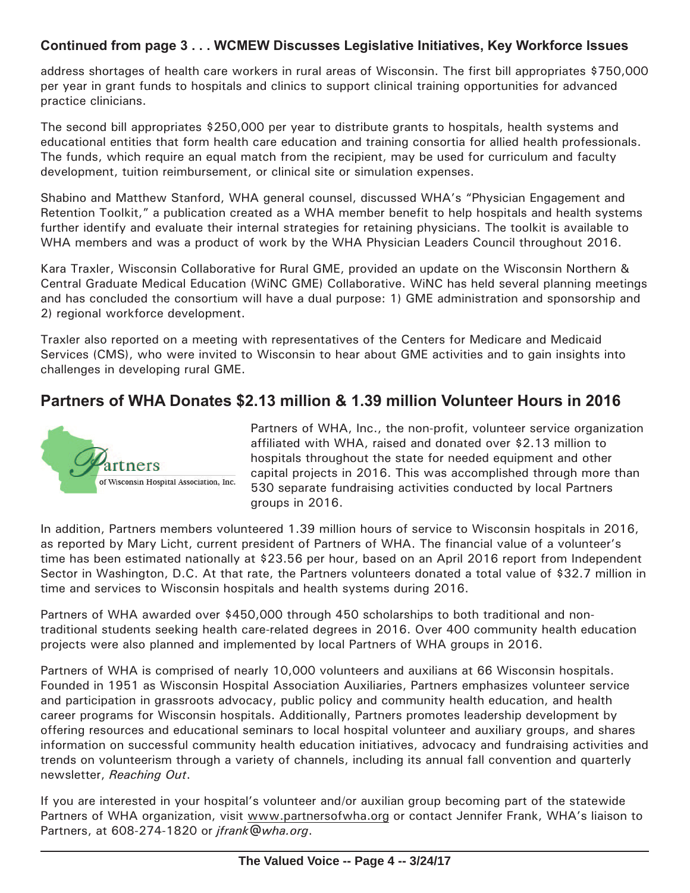**Continued from page 3 . . . WCMEW Discusses Legislative Initiatives, Key Workforce Issues**

address shortages of health care workers in rural areas of Wisconsin. The first bill appropriates $750,000 per year in grant funds to hospitals and clinics to support clinical training opportunities for advanced practice clinicians.

The second bill appropriates $250,000 per year to distribute grants to hospitals, health systems and educational entities that form health care education and training consortia for allied health professionals. The funds, which require an equal match from the recipient, may be used for curriculum and faculty development, tuition reimbursement, or clinical site or simulation expenses.

Shabino and Matthew Stanford, WHA general counsel, discussed WHA's "Physician Engagement and Retention Toolkit," a publication created as a WHA member benefit to help hospitals and health systems further identify and evaluate their internal strategies for retaining physicians. The toolkit is available to WHA members and was a product of work by the WHA Physician Leaders Council throughout 2016.

Kara Traxler, Wisconsin Collaborative for Rural GME, provided an update on the Wisconsin Northern & Central Graduate Medical Education (WiNC GME) Collaborative. WiNC has held several planning meetings and has concluded the consortium will have a dual purpose: 1) GME administration and sponsorship and 2) regional workforce development.

Traxler also reported on a meeting with representatives of the Centers for Medicare and Medicaid Services (CMS), who were invited to Wisconsin to hear about GME activities and to gain insights into challenges in developing rural GME.

## Partners of WHA Donates $2.13 million & 1.39 million Volunteer Hours in 2016

Partners of WHA, Inc., the non-profit, volunteer service organization affiliated with WHA, raised and donated over $2.13 million to hospitals throughout the state for needed equipment and other capital projects in 2016. This was accomplished through more than 530 separate fundraising activities conducted by local Partners groups in 2016.

In addition, Partners members volunteered 1.39 million hours of service to Wisconsin hospitals in 2016, as reported by Mary Licht, current president of Partners of WHA. The financial value of a volunteer's time has been estimated nationally at $23.56 per hour, based on an April 2016 report from Independent Sector in Washington, D.C. At that rate, the Partners volunteers donated a total value of $32.7 million in time and services to Wisconsin hospitals and health systems during 2016.

Partners of WHA awarded over $450,000 through 450 scholarships to both traditional and non-traditional students seeking health care-related degrees in 2016. Over 400 community health education projects were also planned and implemented by local Partners of WHA groups in 2016.

Partners of WHA is comprised of nearly 10,000 volunteers and auxilians at 66 Wisconsin hospitals. Founded in 1951 as Wisconsin Hospital Association Auxiliaries, Partners emphasizes volunteer service and participation in grassroots advocacy, public policy and community health education, and health career programs for Wisconsin hospitals. Additionally, Partners promotes leadership development by offering resources and educational seminars to local hospital volunteer and auxiliary groups, and shares information on successful community health education initiatives, advocacy and fundraising activities and trends on volunteerism through a variety of channels, including its annual fall convention and quarterly newsletter, *Reaching Out*.

If you are interested in your hospital's volunteer and/or auxilian group becoming part of the statewide Partners of WHA organization, visit www.partnersofwha.org or contact Jennifer Frank, WHA's liaison to Partners, at 608-274-1820 or *jfrank@wha.org*.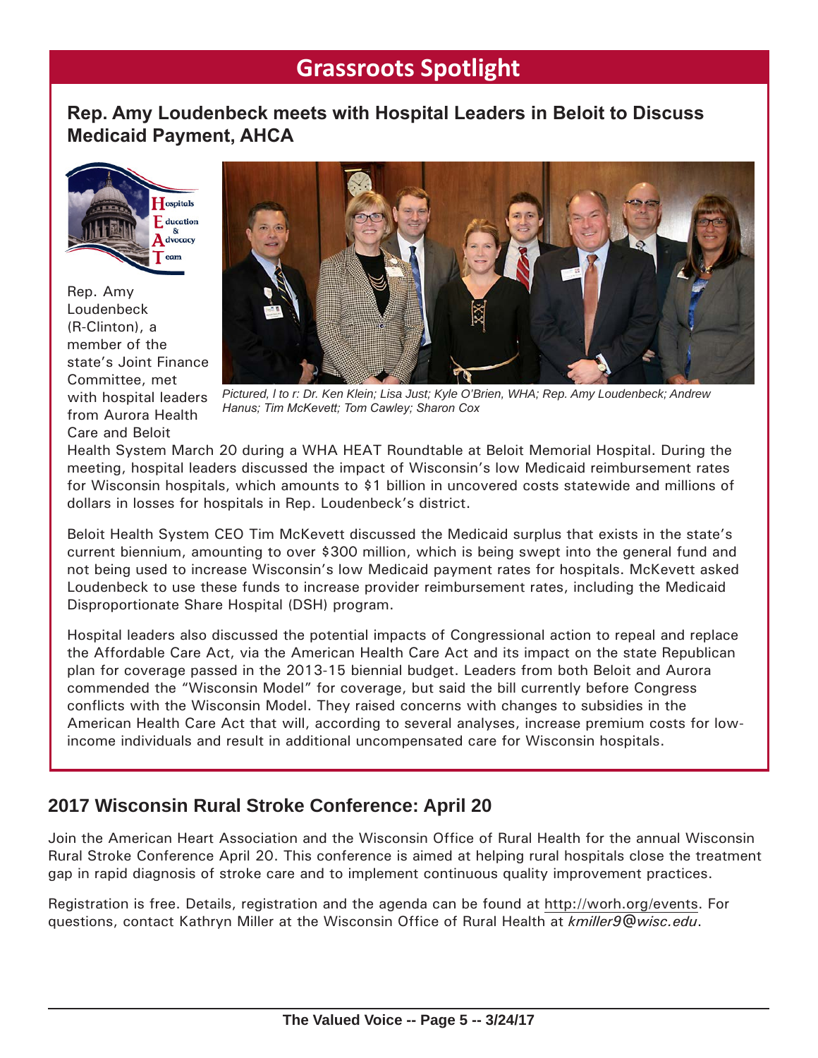## Grassroots Spotlight

### Rep. Amy Loudenbeck meets with Hospital Leaders in Beloit to Discuss Medicaid Payment, AHCA

*Pictured, l to r: Dr. Ken Klein; Lisa Just; Kyle O'Brien, WHA; Rep. Amy Loudenbeck; Andrew Hanus; Tim McKevett; Tom Cawley; Sharon Cox*

Rep. Amy Loudenbeck (R-Clinton), a member of the state's Joint Finance Committee, met with hospital leaders from Aurora Health Care and Beloit Health System March 20 during a WHA HEAT Roundtable at Beloit Memorial Hospital. During the meeting, hospital leaders discussed the impact of Wisconsin's low Medicaid reimbursement rates for Wisconsin hospitals, which amounts to $1 billion in uncovered costs statewide and millions of dollars in losses for hospitals in Rep. Loudenbeck's district.

Beloit Health System CEO Tim McKevett discussed the Medicaid surplus that exists in the state's current biennium, amounting to over $300 million, which is being swept into the general fund and not being used to increase Wisconsin's low Medicaid payment rates for hospitals. McKevett asked Loudenbeck to use these funds to increase provider reimbursement rates, including the Medicaid Disproportionate Share Hospital (DSH) program.

Hospital leaders also discussed the potential impacts of Congressional action to repeal and replace the Affordable Care Act, via the American Health Care Act and its impact on the state Republican plan for coverage passed in the 2013-15 biennial budget. Leaders from both Beloit and Aurora commended the "Wisconsin Model" for coverage, but said the bill currently before Congress conflicts with the Wisconsin Model. They raised concerns with changes to subsidies in the American Health Care Act that will, according to several analyses, increase premium costs for low-income individuals and result in additional uncompensated care for Wisconsin hospitals.

## 2017 Wisconsin Rural Stroke Conference: April 20

Join the American Heart Association and the Wisconsin Office of Rural Health for the annual Wisconsin Rural Stroke Conference April 20. This conference is aimed at helping rural hospitals close the treatment gap in rapid diagnosis of stroke care and to implement continuous quality improvement practices.

Registration is free. Details, registration and the agenda can be found at http://worh.org/events. For questions, contact Kathryn Miller at the Wisconsin Office of Rural Health at *kmiller9@wisc.edu*.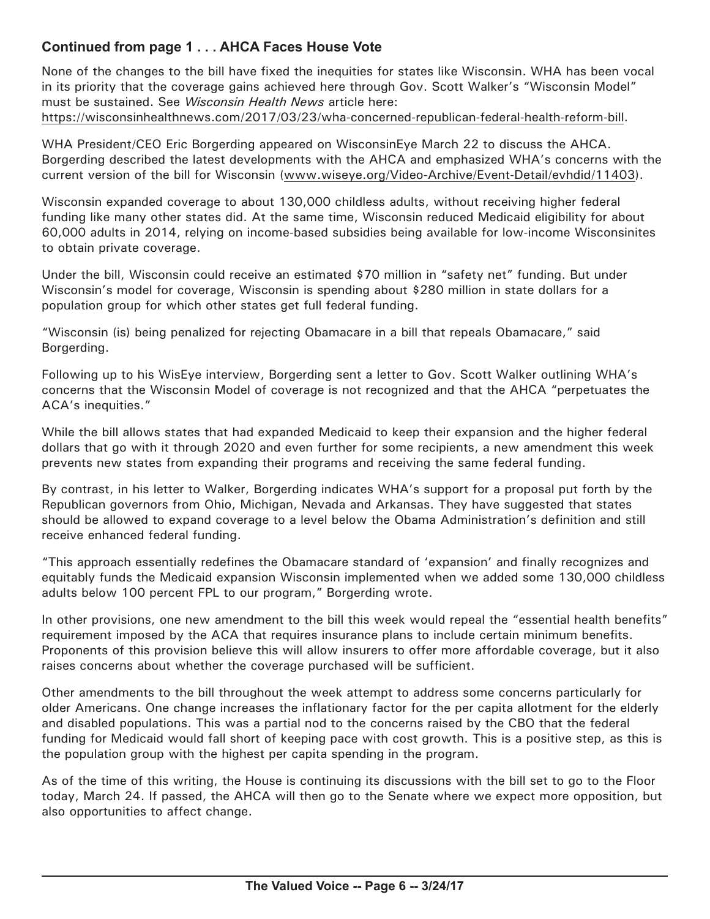### Continued from page 1 . . . AHCA Faces House Vote

None of the changes to the bill have fixed the inequities for states like Wisconsin. WHA has been vocal in its priority that the coverage gains achieved here through Gov. Scott Walker's "Wisconsin Model" must be sustained. See *Wisconsin Health News* article here: https://wisconsinhealthnews.com/2017/03/23/wha-concerned-republican-federal-health-reform-bill.

WHA President/CEO Eric Borgerding appeared on WisconsinEye March 22 to discuss the AHCA. Borgerding described the latest developments with the AHCA and emphasized WHA's concerns with the current version of the bill for Wisconsin (www.wiseye.org/Video-Archive/Event-Detail/evhdid/11403).

Wisconsin expanded coverage to about 130,000 childless adults, without receiving higher federal funding like many other states did. At the same time, Wisconsin reduced Medicaid eligibility for about 60,000 adults in 2014, relying on income-based subsidies being available for low-income Wisconsinites to obtain private coverage.

Under the bill, Wisconsin could receive an estimated $70 million in "safety net" funding. But under Wisconsin's model for coverage, Wisconsin is spending about $280 million in state dollars for a population group for which other states get full federal funding.

"Wisconsin (is) being penalized for rejecting Obamacare in a bill that repeals Obamacare," said Borgerding.

Following up to his WisEye interview, Borgerding sent a letter to Gov. Scott Walker outlining WHA's concerns that the Wisconsin Model of coverage is not recognized and that the AHCA "perpetuates the ACA's inequities."

While the bill allows states that had expanded Medicaid to keep their expansion and the higher federal dollars that go with it through 2020 and even further for some recipients, a new amendment this week prevents new states from expanding their programs and receiving the same federal funding.

By contrast, in his letter to Walker, Borgerding indicates WHA's support for a proposal put forth by the Republican governors from Ohio, Michigan, Nevada and Arkansas. They have suggested that states should be allowed to expand coverage to a level below the Obama Administration's definition and still receive enhanced federal funding.

"This approach essentially redefines the Obamacare standard of 'expansion' and finally recognizes and equitably funds the Medicaid expansion Wisconsin implemented when we added some 130,000 childless adults below 100 percent FPL to our program," Borgerding wrote.

In other provisions, one new amendment to the bill this week would repeal the "essential health benefits" requirement imposed by the ACA that requires insurance plans to include certain minimum benefits. Proponents of this provision believe this will allow insurers to offer more affordable coverage, but it also raises concerns about whether the coverage purchased will be sufficient.

Other amendments to the bill throughout the week attempt to address some concerns particularly for older Americans. One change increases the inflationary factor for the per capita allotment for the elderly and disabled populations. This was a partial nod to the concerns raised by the CBO that the federal funding for Medicaid would fall short of keeping pace with cost growth. This is a positive step, as this is the population group with the highest per capita spending in the program.

As of the time of this writing, the House is continuing its discussions with the bill set to go to the Floor today, March 24. If passed, the AHCA will then go to the Senate where we expect more opposition, but also opportunities to affect change.